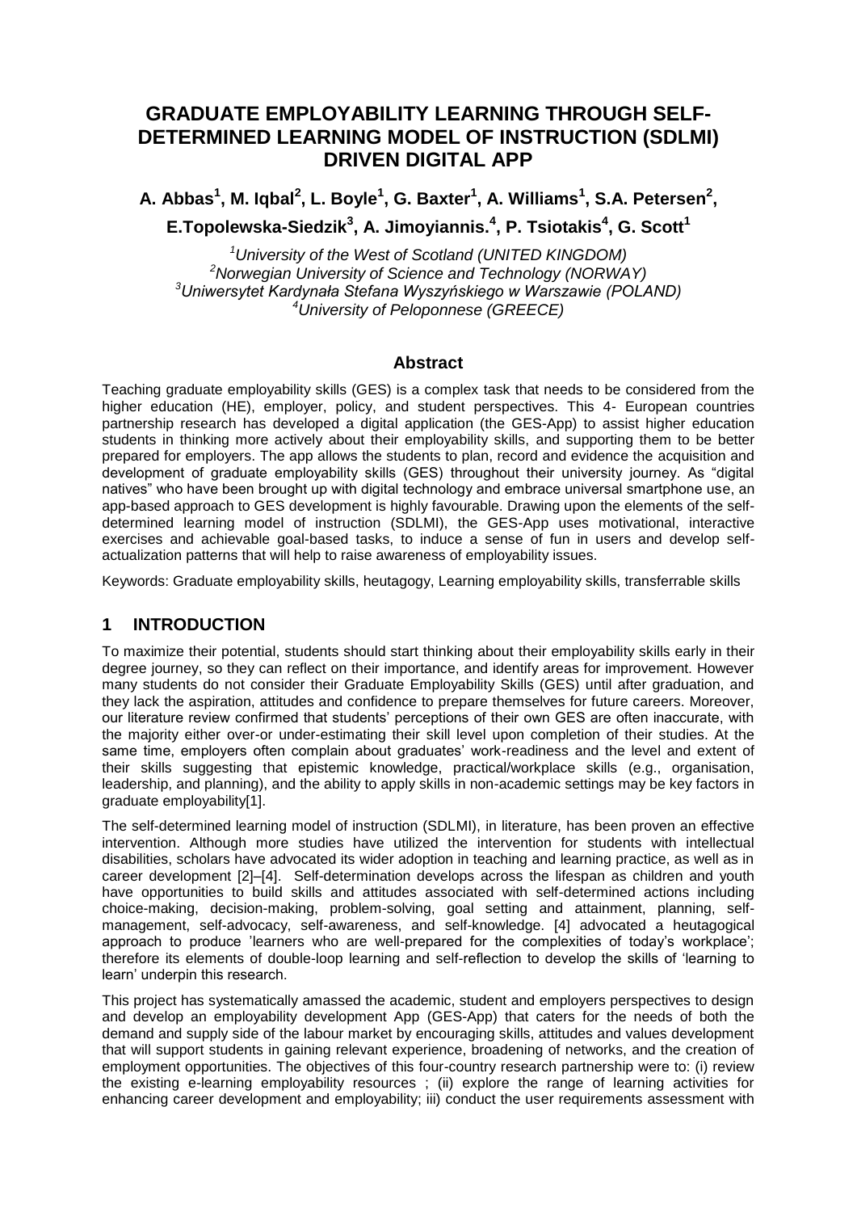# GRADUATE EMPLOYABILITY LEARNING THROUGH SELF-DETERMINED LEARNING MODEL OF INSTRUCTION (SDLMI) DRIVEN DIGITAL APP

**A. Abbas[1], M. Iqbal[2], L. Boyle[1], G. Baxter[1], A. Williams[1], S.A. Petersen[2], E.Topolewska-Siedzik[3], A. Jimoyiannis.[4], P. Tsiotakis[4], G. Scott[1]**

*[1]University of the West of Scotland (UNITED KINGDOM)*
*[2]Norwegian University of Science and Technology (NORWAY)*
*[3]Uniwersytet Kardynała Stefana Wyszyńskiego w Warszawie (POLAND)*
*[4]University of Peloponnese (GREECE)*

## Abstract

Teaching graduate employability skills (GES) is a complex task that needs to be considered from the higher education (HE), employer, policy, and student perspectives. This 4- European countries partnership research has developed a digital application (the GES-App) to assist higher education students in thinking more actively about their employability skills, and supporting them to be better prepared for employers. The app allows the students to plan, record and evidence the acquisition and development of graduate employability skills (GES) throughout their university journey. As "digital natives" who have been brought up with digital technology and embrace universal smartphone use, an app-based approach to GES development is highly favourable. Drawing upon the elements of the self-determined learning model of instruction (SDLMI), the GES-App uses motivational, interactive exercises and achievable goal-based tasks, to induce a sense of fun in users and develop self-actualization patterns that will help to raise awareness of employability issues.

Keywords: Graduate employability skills, heutagogy, Learning employability skills, transferrable skills

## 1 INTRODUCTION

To maximize their potential, students should start thinking about their employability skills early in their degree journey, so they can reflect on their importance, and identify areas for improvement. However many students do not consider their Graduate Employability Skills (GES) until after graduation, and they lack the aspiration, attitudes and confidence to prepare themselves for future careers. Moreover, our literature review confirmed that students' perceptions of their own GES are often inaccurate, with the majority either over-or under-estimating their skill level upon completion of their studies. At the same time, employers often complain about graduates' work-readiness and the level and extent of their skills suggesting that epistemic knowledge, practical/workplace skills (e.g., organisation, leadership, and planning), and the ability to apply skills in non-academic settings may be key factors in graduate employability[1].

The self-determined learning model of instruction (SDLMI), in literature, has been proven an effective intervention. Although more studies have utilized the intervention for students with intellectual disabilities, scholars have advocated its wider adoption in teaching and learning practice, as well as in career development [2]–[4]. Self-determination develops across the lifespan as children and youth have opportunities to build skills and attitudes associated with self-determined actions including choice-making, decision-making, problem-solving, goal setting and attainment, planning, self-management, self-advocacy, self-awareness, and self-knowledge. [4] advocated a heutagogical approach to produce 'learners who are well-prepared for the complexities of today's workplace'; therefore its elements of double-loop learning and self-reflection to develop the skills of 'learning to learn' underpin this research.

This project has systematically amassed the academic, student and employers perspectives to design and develop an employability development App (GES-App) that caters for the needs of both the demand and supply side of the labour market by encouraging skills, attitudes and values development that will support students in gaining relevant experience, broadening of networks, and the creation of employment opportunities. The objectives of this four-country research partnership were to: (i) review the existing e-learning employability resources ; (ii) explore the range of learning activities for enhancing career development and employability; iii) conduct the user requirements assessment with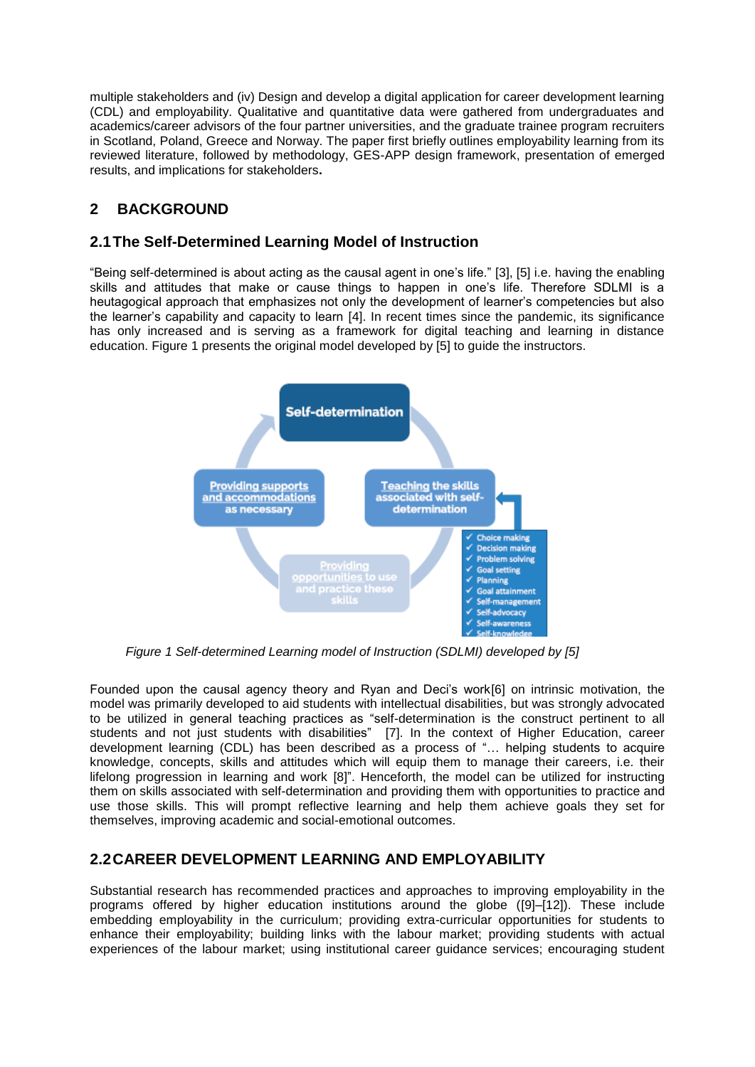multiple stakeholders and (iv) Design and develop a digital application for career development learning (CDL) and employability. Qualitative and quantitative data were gathered from undergraduates and academics/career advisors of the four partner universities, and the graduate trainee program recruiters in Scotland, Poland, Greece and Norway. The paper first briefly outlines employability learning from its reviewed literature, followed by methodology, GES-APP design framework, presentation of emerged results, and implications for stakeholders**.**

## 2 BACKGROUND

### 2.1 The Self-Determined Learning Model of Instruction

"Being self-determined is about acting as the causal agent in one's life." [3], [5] i.e. having the enabling skills and attitudes that make or cause things to happen in one's life. Therefore SDLMI is a heutagogical approach that emphasizes not only the development of learner's competencies but also the learner's capability and capacity to learn [4]. In recent times since the pandemic, its significance has only increased and is serving as a framework for digital teaching and learning in distance education. Figure 1 presents the original model developed by [5] to guide the instructors.

*Figure 1 Self-determined Learning model of Instruction (SDLMI) developed by [5]*

Founded upon the causal agency theory and Ryan and Deci's work[6] on intrinsic motivation, the model was primarily developed to aid students with intellectual disabilities, but was strongly advocated to be utilized in general teaching practices as "self-determination is the construct pertinent to all students and not just students with disabilities" [7]. In the context of Higher Education, career development learning (CDL) has been described as a process of "… helping students to acquire knowledge, concepts, skills and attitudes which will equip them to manage their careers, i.e. their lifelong progression in learning and work [8]". Henceforth, the model can be utilized for instructing them on skills associated with self-determination and providing them with opportunities to practice and use those skills. This will prompt reflective learning and help them achieve goals they set for themselves, improving academic and social-emotional outcomes.

### 2.2 CAREER DEVELOPMENT LEARNING AND EMPLOYABILITY

Substantial research has recommended practices and approaches to improving employability in the programs offered by higher education institutions around the globe ([9]–[12]). These include embedding employability in the curriculum; providing extra-curricular opportunities for students to enhance their employability; building links with the labour market; providing students with actual experiences of the labour market; using institutional career guidance services; encouraging student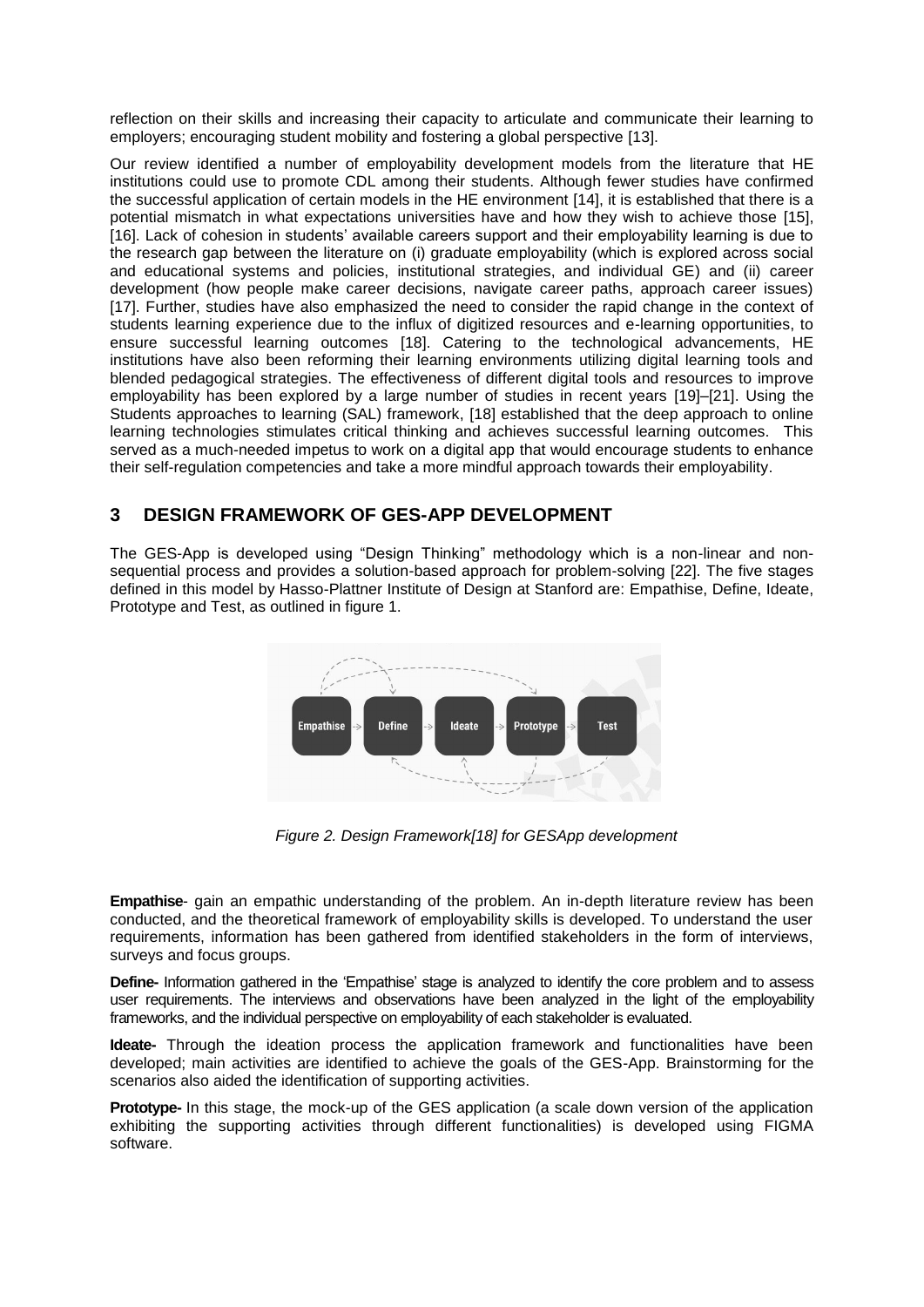reflection on their skills and increasing their capacity to articulate and communicate their learning to employers; encouraging student mobility and fostering a global perspective [13].

Our review identified a number of employability development models from the literature that HE institutions could use to promote CDL among their students. Although fewer studies have confirmed the successful application of certain models in the HE environment [14], it is established that there is a potential mismatch in what expectations universities have and how they wish to achieve those [15], [16]. Lack of cohesion in students' available careers support and their employability learning is due to the research gap between the literature on (i) graduate employability (which is explored across social and educational systems and policies, institutional strategies, and individual GE) and (ii) career development (how people make career decisions, navigate career paths, approach career issues) [17]. Further, studies have also emphasized the need to consider the rapid change in the context of students learning experience due to the influx of digitized resources and e-learning opportunities, to ensure successful learning outcomes [18]. Catering to the technological advancements, HE institutions have also been reforming their learning environments utilizing digital learning tools and blended pedagogical strategies. The effectiveness of different digital tools and resources to improve employability has been explored by a large number of studies in recent years [19]–[21]. Using the Students approaches to learning (SAL) framework, [18] established that the deep approach to online learning technologies stimulates critical thinking and achieves successful learning outcomes. This served as a much-needed impetus to work on a digital app that would encourage students to enhance their self-regulation competencies and take a more mindful approach towards their employability.

## 3 DESIGN FRAMEWORK OF GES-APP DEVELOPMENT

The GES-App is developed using "Design Thinking" methodology which is a non-linear and non-sequential process and provides a solution-based approach for problem-solving [22]. The five stages defined in this model by Hasso-Plattner Institute of Design at Stanford are: Empathise, Define, Ideate, Prototype and Test, as outlined in figure 1.

Empathise → Define → Ideate → Prototype → Test

*Figure 2. Design Framework[18] for GESApp development*

**Empathise**- gain an empathic understanding of the problem. An in-depth literature review has been conducted, and the theoretical framework of employability skills is developed. To understand the user requirements, information has been gathered from identified stakeholders in the form of interviews, surveys and focus groups.

**Define-** Information gathered in the 'Empathise' stage is analyzed to identify the core problem and to assess user requirements. The interviews and observations have been analyzed in the light of the employability frameworks, and the individual perspective on employability of each stakeholder is evaluated.

**Ideate-** Through the ideation process the application framework and functionalities have been developed; main activities are identified to achieve the goals of the GES-App. Brainstorming for the scenarios also aided the identification of supporting activities.

**Prototype-** In this stage, the mock-up of the GES application (a scale down version of the application exhibiting the supporting activities through different functionalities) is developed using FIGMA software.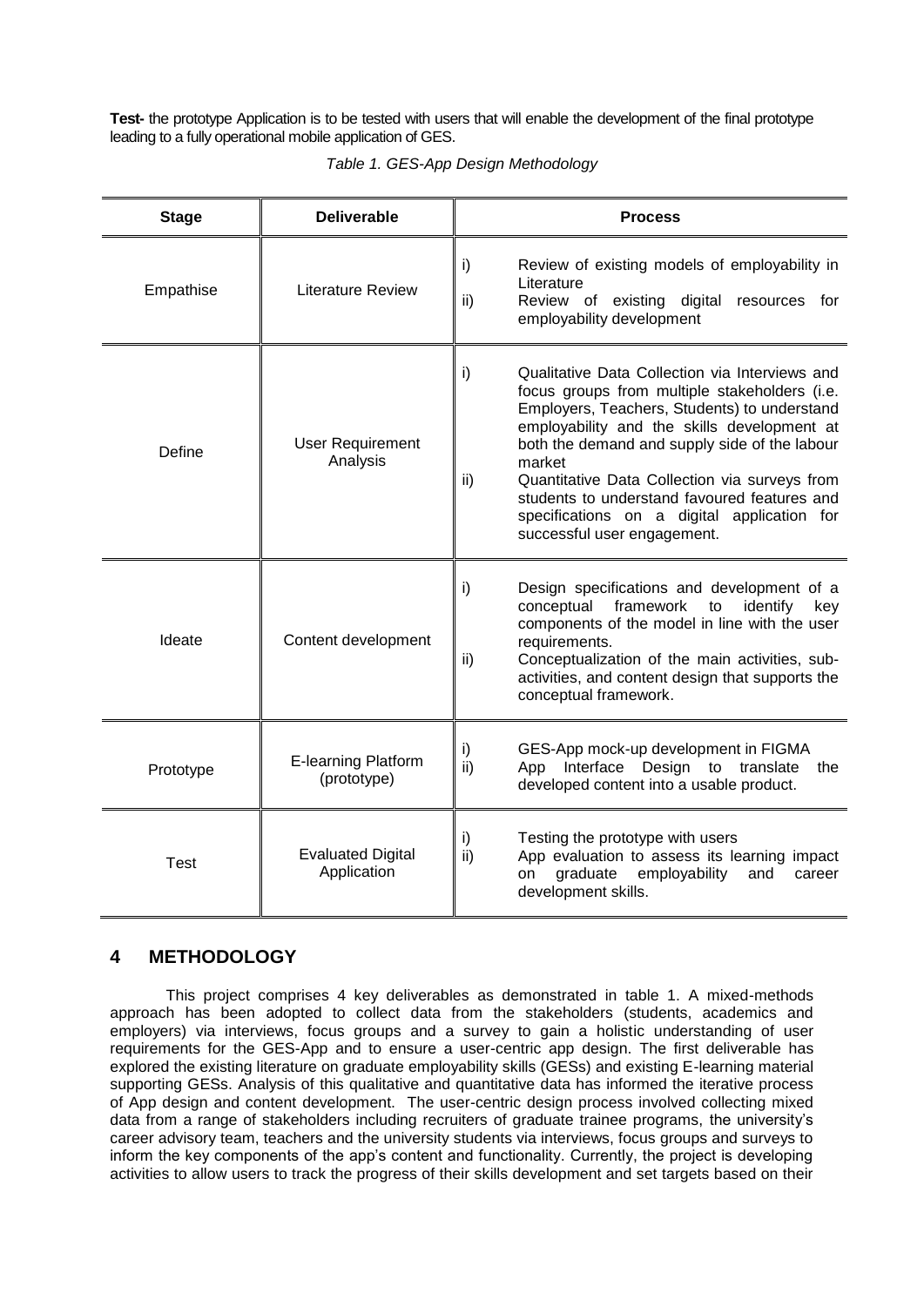**Test-** the prototype Application is to be tested with users that will enable the development of the final prototype leading to a fully operational mobile application of GES.

*Table 1. GES-App Design Methodology*

| Stage | Deliverable | Process |
|---|---|---|
| Empathise | Literature Review | i) Review of existing models of employability in Literature<br>ii) Review of existing digital resources for employability development |
| Define | User Requirement Analysis | i) Qualitative Data Collection via Interviews and focus groups from multiple stakeholders (i.e. Employers, Teachers, Students) to understand employability and the skills development at both the demand and supply side of the labour market<br>ii) Quantitative Data Collection via surveys from students to understand favoured features and specifications on a digital application for successful user engagement. |
| Ideate | Content development | i) Design specifications and development of a conceptual framework to identify key components of the model in line with the user requirements.<br>ii) Conceptualization of the main activities, sub-activities, and content design that supports the conceptual framework. |
| Prototype | E-learning Platform (prototype) | i) GES-App mock-up development in FIGMA<br>ii) App Interface Design to translate the developed content into a usable product. |
| Test | Evaluated Digital Application | i) Testing the prototype with users<br>ii) App evaluation to assess its learning impact on graduate employability and career development skills. |

## 4 METHODOLOGY

This project comprises 4 key deliverables as demonstrated in table 1. A mixed-methods approach has been adopted to collect data from the stakeholders (students, academics and employers) via interviews, focus groups and a survey to gain a holistic understanding of user requirements for the GES-App and to ensure a user-centric app design. The first deliverable has explored the existing literature on graduate employability skills (GESs) and existing E-learning material supporting GESs. Analysis of this qualitative and quantitative data has informed the iterative process of App design and content development. The user-centric design process involved collecting mixed data from a range of stakeholders including recruiters of graduate trainee programs, the university's career advisory team, teachers and the university students via interviews, focus groups and surveys to inform the key components of the app's content and functionality. Currently, the project is developing activities to allow users to track the progress of their skills development and set targets based on their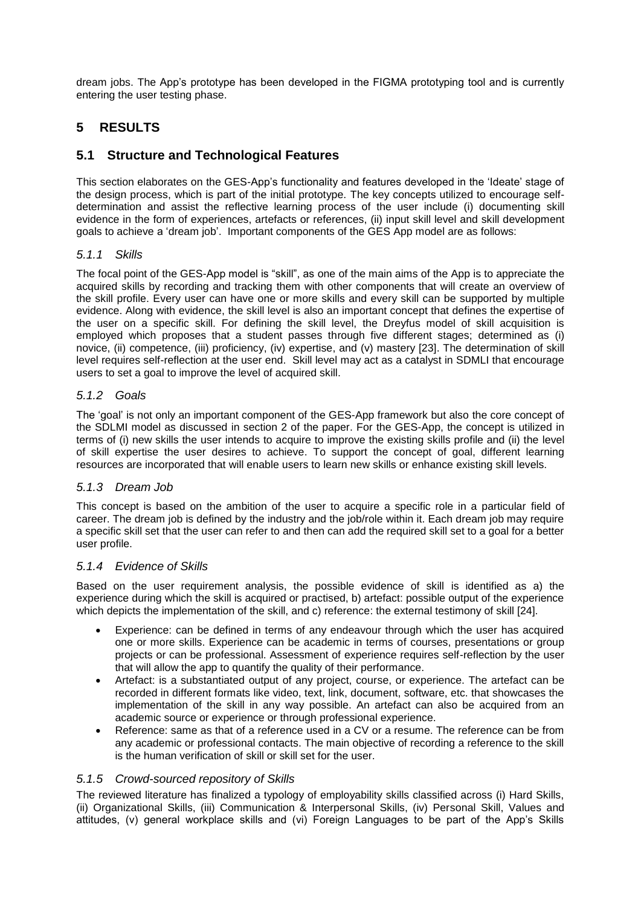dream jobs. The App's prototype has been developed in the FIGMA prototyping tool and is currently entering the user testing phase.

# 5 RESULTS

## 5.1 Structure and Technological Features

This section elaborates on the GES-App's functionality and features developed in the 'Ideate' stage of the design process, which is part of the initial prototype. The key concepts utilized to encourage self-determination and assist the reflective learning process of the user include (i) documenting skill evidence in the form of experiences, artefacts or references, (ii) input skill level and skill development goals to achieve a 'dream job'. Important components of the GES App model are as follows:

### *5.1.1 Skills*

The focal point of the GES-App model is "skill", as one of the main aims of the App is to appreciate the acquired skills by recording and tracking them with other components that will create an overview of the skill profile. Every user can have one or more skills and every skill can be supported by multiple evidence. Along with evidence, the skill level is also an important concept that defines the expertise of the user on a specific skill. For defining the skill level, the Dreyfus model of skill acquisition is employed which proposes that a student passes through five different stages; determined as (i) novice, (ii) competence, (iii) proficiency, (iv) expertise, and (v) mastery [23]. The determination of skill level requires self-reflection at the user end. Skill level may act as a catalyst in SDMLI that encourage users to set a goal to improve the level of acquired skill.

### *5.1.2 Goals*

The 'goal' is not only an important component of the GES-App framework but also the core concept of the SDLMI model as discussed in section 2 of the paper. For the GES-App, the concept is utilized in terms of (i) new skills the user intends to acquire to improve the existing skills profile and (ii) the level of skill expertise the user desires to achieve. To support the concept of goal, different learning resources are incorporated that will enable users to learn new skills or enhance existing skill levels.

### *5.1.3 Dream Job*

This concept is based on the ambition of the user to acquire a specific role in a particular field of career. The dream job is defined by the industry and the job/role within it. Each dream job may require a specific skill set that the user can refer to and then can add the required skill set to a goal for a better user profile.

### *5.1.4 Evidence of Skills*

Based on the user requirement analysis, the possible evidence of skill is identified as a) the experience during which the skill is acquired or practised, b) artefact: possible output of the experience which depicts the implementation of the skill, and c) reference: the external testimony of skill [24].

- Experience: can be defined in terms of any endeavour through which the user has acquired one or more skills. Experience can be academic in terms of courses, presentations or group projects or can be professional. Assessment of experience requires self-reflection by the user that will allow the app to quantify the quality of their performance.
- Artefact: is a substantiated output of any project, course, or experience. The artefact can be recorded in different formats like video, text, link, document, software, etc. that showcases the implementation of the skill in any way possible. An artefact can also be acquired from an academic source or experience or through professional experience.
- Reference: same as that of a reference used in a CV or a resume. The reference can be from any academic or professional contacts. The main objective of recording a reference to the skill is the human verification of skill or skill set for the user.

### *5.1.5 Crowd-sourced repository of Skills*

The reviewed literature has finalized a typology of employability skills classified across (i) Hard Skills, (ii) Organizational Skills, (iii) Communication & Interpersonal Skills, (iv) Personal Skill, Values and attitudes, (v) general workplace skills and (vi) Foreign Languages to be part of the App's Skills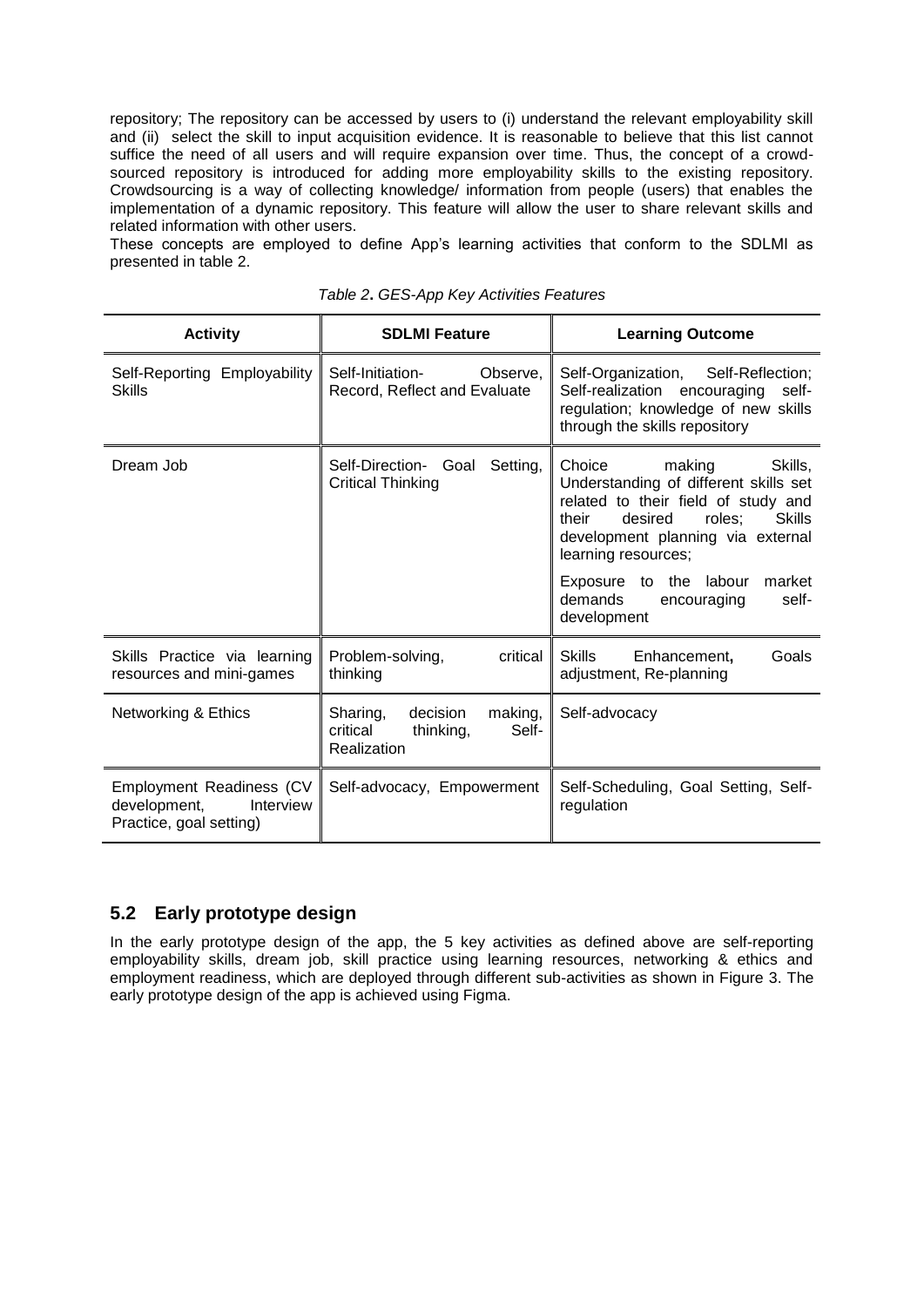repository; The repository can be accessed by users to (i) understand the relevant employability skill and (ii) select the skill to input acquisition evidence. It is reasonable to believe that this list cannot suffice the need of all users and will require expansion over time. Thus, the concept of a crowd-sourced repository is introduced for adding more employability skills to the existing repository. Crowdsourcing is a way of collecting knowledge/ information from people (users) that enables the implementation of a dynamic repository. This feature will allow the user to share relevant skills and related information with other users.

These concepts are employed to define App's learning activities that conform to the SDLMI as presented in table 2.

*Table 2. GES-App Key Activities Features*

| Activity | SDLMI Feature | Learning Outcome |
|---|---|---|
| Self-Reporting Employability Skills | Self-Initiation- Observe, Record, Reflect and Evaluate | Self-Organization, Self-Reflection; Self-realization encouraging self-regulation; knowledge of new skills through the skills repository |
| Dream Job | Self-Direction- Goal Setting, Critical Thinking | Choice making Skills, Understanding of different skills set related to their field of study and their desired roles; Skills development planning via external learning resources;<br><br>Exposure to the labour market demands encouraging self-development |
| Skills Practice via learning resources and mini-games | Problem-solving, critical thinking | Skills Enhancement**,** Goals adjustment, Re-planning |
| Networking & Ethics | Sharing, decision making, critical thinking, Self-Realization | Self-advocacy |
| Employment Readiness (CV development, Interview Practice, goal setting) | Self-advocacy, Empowerment | Self-Scheduling, Goal Setting, Self-regulation |

## 5.2 Early prototype design

In the early prototype design of the app, the 5 key activities as defined above are self-reporting employability skills, dream job, skill practice using learning resources, networking & ethics and employment readiness, which are deployed through different sub-activities as shown in Figure 3. The early prototype design of the app is achieved using Figma.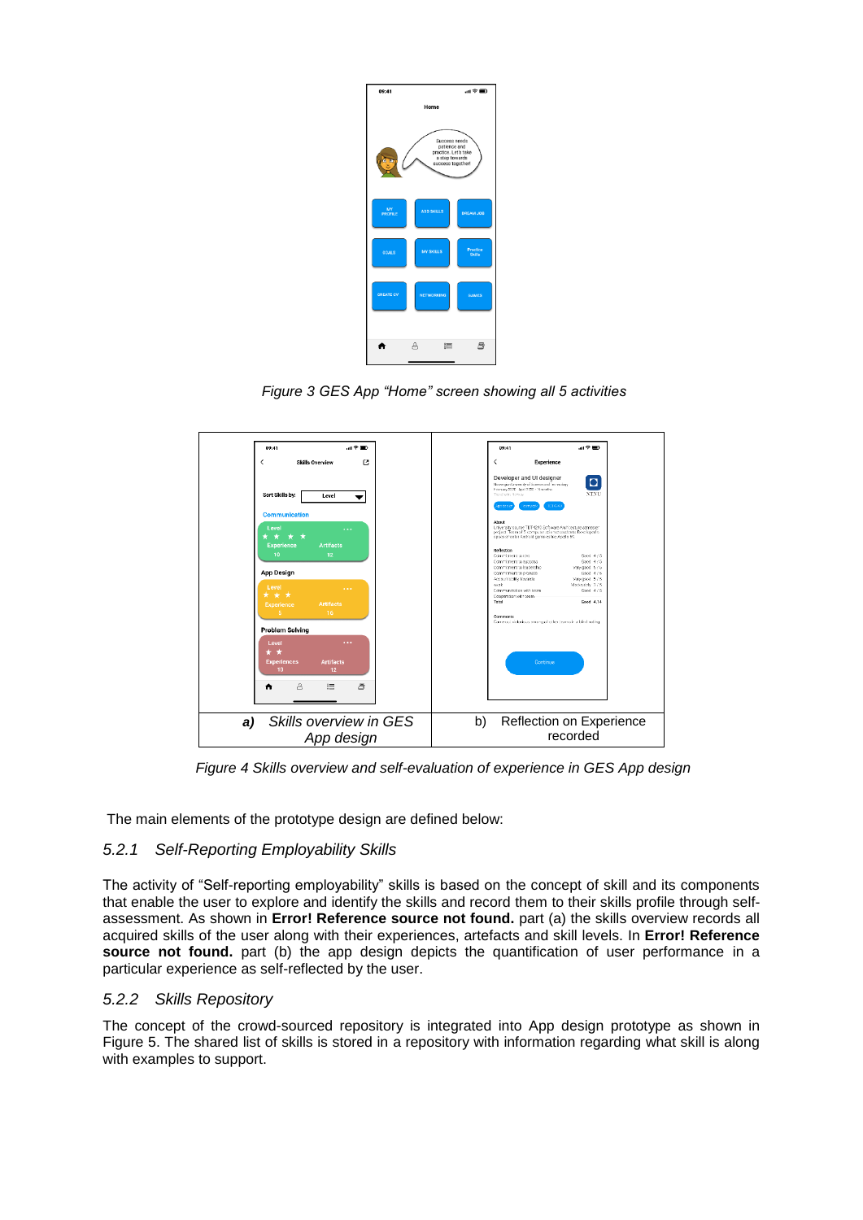*Figure 3 GES App "Home" screen showing all 5 activities*

| ***a)*** *Skills overview in GES App design* | b) Reflection on Experience recorded |
|---|---|

*Figure 4 Skills overview and self-evaluation of experience in GES App design*

The main elements of the prototype design are defined below:

### *5.2.1 Self-Reporting Employability Skills*

The activity of "Self-reporting employability" skills is based on the concept of skill and its components that enable the user to explore and identify the skills and record them to their skills profile through self-assessment. As shown in **Error! Reference source not found.** part (a) the skills overview records all acquired skills of the user along with their experiences, artefacts and skill levels. In **Error! Reference source not found.** part (b) the app design depicts the quantification of user performance in a particular experience as self-reflected by the user.

### *5.2.2 Skills Repository*

The concept of the crowd-sourced repository is integrated into App design prototype as shown in Figure 5. The shared list of skills is stored in a repository with information regarding what skill is along with examples to support.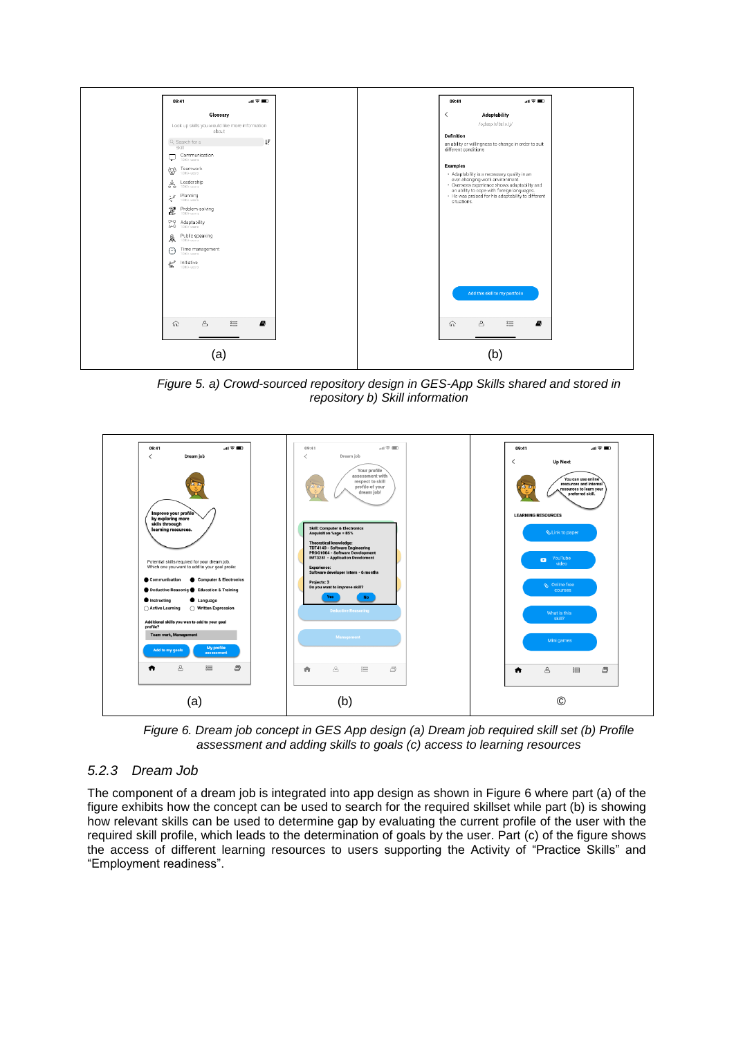Figure 5. a) Crowd-sourced repository design in GES-App Skills shared and stored in repository b) Skill information

Figure 6. Dream job concept in GES App design (a) Dream job required skill set (b) Profile assessment and adding skills to goals (c) access to learning resources

### 5.2.3 Dream Job

The component of a dream job is integrated into app design as shown in Figure 6 where part (a) of the figure exhibits how the concept can be used to search for the required skillset while part (b) is showing how relevant skills can be used to determine gap by evaluating the current profile of the user with the required skill profile, which leads to the determination of goals by the user. Part (c) of the figure shows the access of different learning resources to users supporting the Activity of "Practice Skills" and "Employment readiness".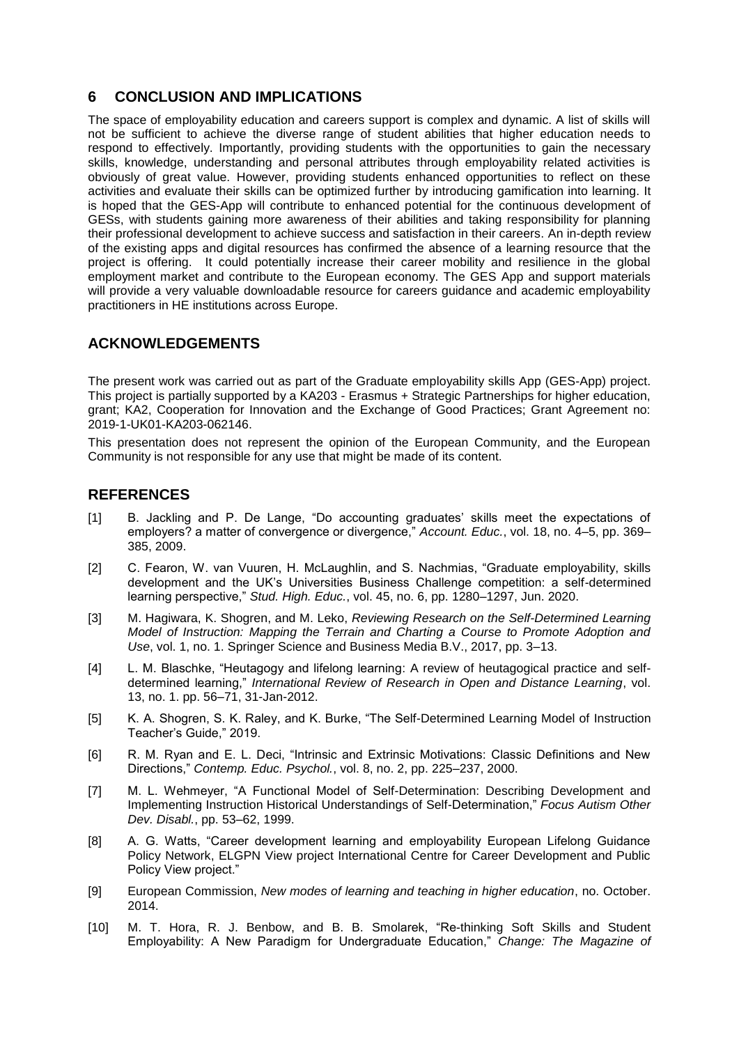## 6 CONCLUSION AND IMPLICATIONS

The space of employability education and careers support is complex and dynamic. A list of skills will not be sufficient to achieve the diverse range of student abilities that higher education needs to respond to effectively. Importantly, providing students with the opportunities to gain the necessary skills, knowledge, understanding and personal attributes through employability related activities is obviously of great value. However, providing students enhanced opportunities to reflect on these activities and evaluate their skills can be optimized further by introducing gamification into learning. It is hoped that the GES-App will contribute to enhanced potential for the continuous development of GESs, with students gaining more awareness of their abilities and taking responsibility for planning their professional development to achieve success and satisfaction in their careers. An in-depth review of the existing apps and digital resources has confirmed the absence of a learning resource that the project is offering. It could potentially increase their career mobility and resilience in the global employment market and contribute to the European economy. The GES App and support materials will provide a very valuable downloadable resource for careers guidance and academic employability practitioners in HE institutions across Europe.

## ACKNOWLEDGEMENTS

The present work was carried out as part of the Graduate employability skills App (GES-App) project. This project is partially supported by a KA203 - Erasmus + Strategic Partnerships for higher education, grant; KA2, Cooperation for Innovation and the Exchange of Good Practices; Grant Agreement no: 2019-1-UK01-KA203-062146.

This presentation does not represent the opinion of the European Community, and the European Community is not responsible for any use that might be made of its content.

## REFERENCES

[1] B. Jackling and P. De Lange, "Do accounting graduates' skills meet the expectations of employers? a matter of convergence or divergence," *Account. Educ.*, vol. 18, no. 4–5, pp. 369–385, 2009.

[2] C. Fearon, W. van Vuuren, H. McLaughlin, and S. Nachmias, "Graduate employability, skills development and the UK's Universities Business Challenge competition: a self-determined learning perspective," *Stud. High. Educ.*, vol. 45, no. 6, pp. 1280–1297, Jun. 2020.

[3] M. Hagiwara, K. Shogren, and M. Leko, *Reviewing Research on the Self-Determined Learning Model of Instruction: Mapping the Terrain and Charting a Course to Promote Adoption and Use*, vol. 1, no. 1. Springer Science and Business Media B.V., 2017, pp. 3–13.

[4] L. M. Blaschke, "Heutagogy and lifelong learning: A review of heutagogical practice and self-determined learning," *International Review of Research in Open and Distance Learning*, vol. 13, no. 1. pp. 56–71, 31-Jan-2012.

[5] K. A. Shogren, S. K. Raley, and K. Burke, "The Self-Determined Learning Model of Instruction Teacher's Guide," 2019.

[6] R. M. Ryan and E. L. Deci, "Intrinsic and Extrinsic Motivations: Classic Definitions and New Directions," *Contemp. Educ. Psychol.*, vol. 8, no. 2, pp. 225–237, 2000.

[7] M. L. Wehmeyer, "A Functional Model of Self-Determination: Describing Development and Implementing Instruction Historical Understandings of Self-Determination," *Focus Autism Other Dev. Disabl.*, pp. 53–62, 1999.

[8] A. G. Watts, "Career development learning and employability European Lifelong Guidance Policy Network, ELGPN View project International Centre for Career Development and Public Policy View project."

[9] European Commission, *New modes of learning and teaching in higher education*, no. October. 2014.

[10] M. T. Hora, R. J. Benbow, and B. B. Smolarek, "Re-thinking Soft Skills and Student Employability: A New Paradigm for Undergraduate Education," *Change: The Magazine of*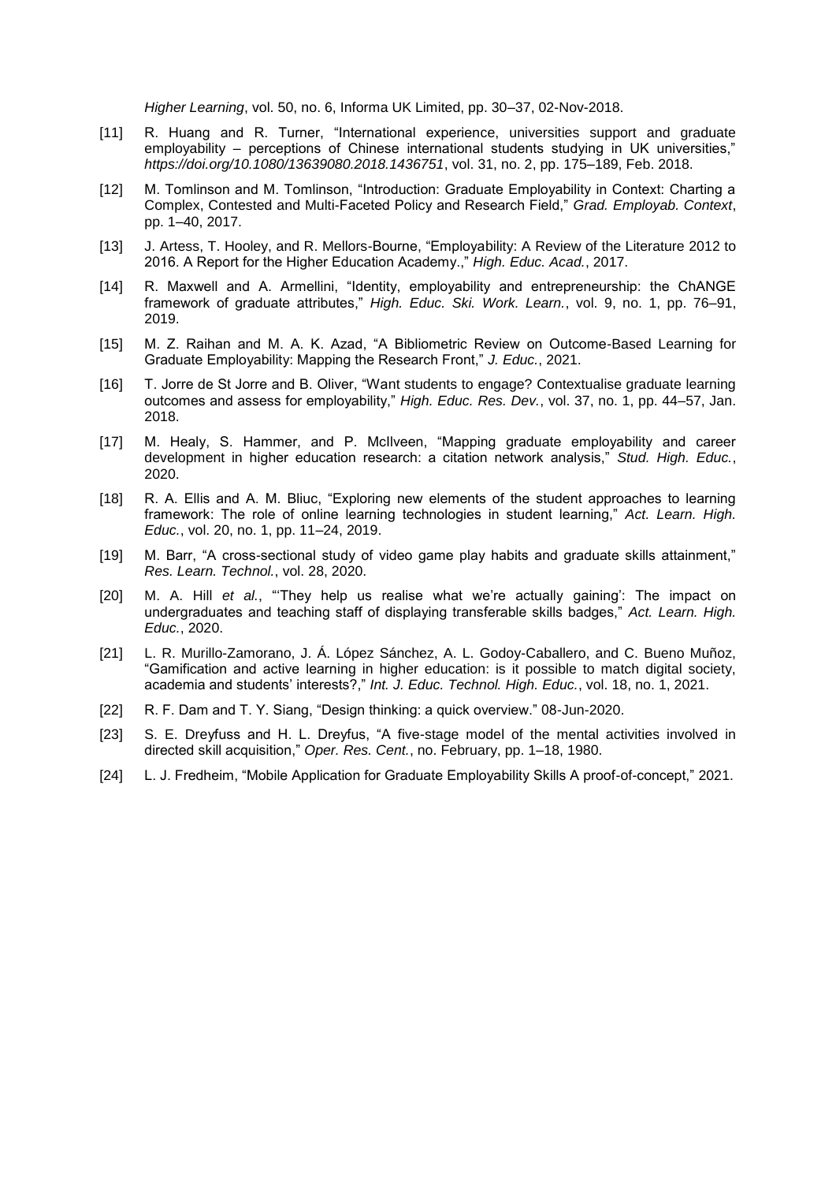*Higher Learning*, vol. 50, no. 6, Informa UK Limited, pp. 30–37, 02-Nov-2018.

[11] R. Huang and R. Turner, "International experience, universities support and graduate employability – perceptions of Chinese international students studying in UK universities," *https://doi.org/10.1080/13639080.2018.1436751*, vol. 31, no. 2, pp. 175–189, Feb. 2018.

[12] M. Tomlinson and M. Tomlinson, "Introduction: Graduate Employability in Context: Charting a Complex, Contested and Multi-Faceted Policy and Research Field," *Grad. Employab. Context*, pp. 1–40, 2017.

[13] J. Artess, T. Hooley, and R. Mellors-Bourne, "Employability: A Review of the Literature 2012 to 2016. A Report for the Higher Education Academy.," *High. Educ. Acad.*, 2017.

[14] R. Maxwell and A. Armellini, "Identity, employability and entrepreneurship: the ChANGE framework of graduate attributes," *High. Educ. Ski. Work. Learn.*, vol. 9, no. 1, pp. 76–91, 2019.

[15] M. Z. Raihan and M. A. K. Azad, "A Bibliometric Review on Outcome-Based Learning for Graduate Employability: Mapping the Research Front," *J. Educ.*, 2021.

[16] T. Jorre de St Jorre and B. Oliver, "Want students to engage? Contextualise graduate learning outcomes and assess for employability," *High. Educ. Res. Dev.*, vol. 37, no. 1, pp. 44–57, Jan. 2018.

[17] M. Healy, S. Hammer, and P. McIlveen, "Mapping graduate employability and career development in higher education research: a citation network analysis," *Stud. High. Educ.*, 2020.

[18] R. A. Ellis and A. M. Bliuc, "Exploring new elements of the student approaches to learning framework: The role of online learning technologies in student learning," *Act. Learn. High. Educ.*, vol. 20, no. 1, pp. 11–24, 2019.

[19] M. Barr, "A cross-sectional study of video game play habits and graduate skills attainment," *Res. Learn. Technol.*, vol. 28, 2020.

[20] M. A. Hill *et al.*, "'They help us realise what we're actually gaining': The impact on undergraduates and teaching staff of displaying transferable skills badges," *Act. Learn. High. Educ.*, 2020.

[21] L. R. Murillo-Zamorano, J. Á. López Sánchez, A. L. Godoy-Caballero, and C. Bueno Muñoz, "Gamification and active learning in higher education: is it possible to match digital society, academia and students' interests?," *Int. J. Educ. Technol. High. Educ.*, vol. 18, no. 1, 2021.

[22] R. F. Dam and T. Y. Siang, "Design thinking: a quick overview." 08-Jun-2020.

[23] S. E. Dreyfuss and H. L. Dreyfus, "A five-stage model of the mental activities involved in directed skill acquisition," *Oper. Res. Cent.*, no. February, pp. 1–18, 1980.

[24] L. J. Fredheim, "Mobile Application for Graduate Employability Skills A proof-of-concept," 2021.